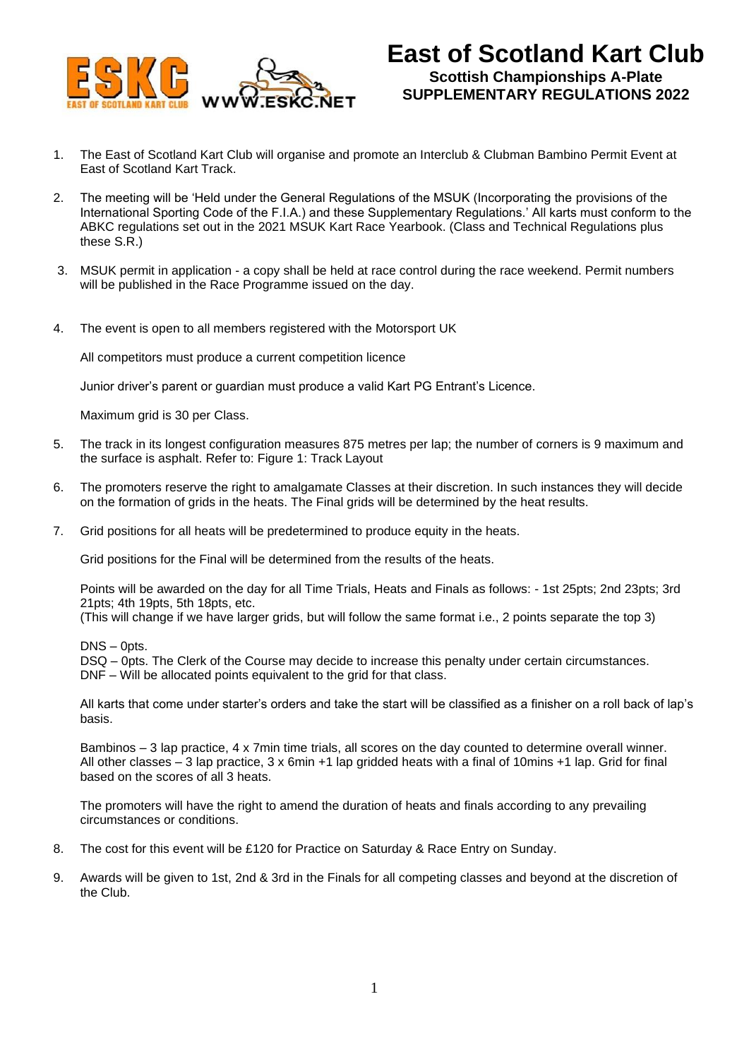# East of Scotland Kart Club

## Scottish Championships A-Plate SUPPLEMENTARY REGULATIONS 2022

1. The East of Scotland Kart Club will organise and promote an Interclub & Clubman Bambino Permit Event at East of Scotland Kart Track.

2. The meeting will be 'Held under the General Regulations of the MSUK (Incorporating the provisions of the International Sporting Code of the F.I.A.) and these Supplementary Regulations.' All karts must conform to the ABKC regulations set out in the 2021 MSUK Kart Race Yearbook. (Class and Technical Regulations plus these S.R.)

3. MSUK permit in application - a copy shall be held at race control during the race weekend. Permit numbers will be published in the Race Programme issued on the day.

4. The event is open to all members registered with the Motorsport UK

   All competitors must produce a current competition licence

   Junior driver's parent or guardian must produce a valid Kart PG Entrant's Licence.

   Maximum grid is 30 per Class.

5. The track in its longest configuration measures 875 metres per lap; the number of corners is 9 maximum and the surface is asphalt. Refer to: Figure 1: Track Layout

6. The promoters reserve the right to amalgamate Classes at their discretion. In such instances they will decide on the formation of grids in the heats. The Final grids will be determined by the heat results.

7. Grid positions for all heats will be predetermined to produce equity in the heats.

   Grid positions for the Final will be determined from the results of the heats.

   Points will be awarded on the day for all Time Trials, Heats and Finals as follows: - 1st 25pts; 2nd 23pts; 3rd 21pts; 4th 19pts, 5th 18pts, etc.
   (This will change if we have larger grids, but will follow the same format i.e., 2 points separate the top 3)

   DNS – 0pts.
   DSQ – 0pts. The Clerk of the Course may decide to increase this penalty under certain circumstances.
   DNF – Will be allocated points equivalent to the grid for that class.

   All karts that come under starter's orders and take the start will be classified as a finisher on a roll back of lap's basis.

   Bambinos – 3 lap practice, 4 x 7min time trials, all scores on the day counted to determine overall winner.
   All other classes – 3 lap practice, 3 x 6min +1 lap gridded heats with a final of 10mins +1 lap. Grid for final based on the scores of all 3 heats.

   The promoters will have the right to amend the duration of heats and finals according to any prevailing circumstances or conditions.

8. The cost for this event will be £120 for Practice on Saturday & Race Entry on Sunday.

9. Awards will be given to 1st, 2nd & 3rd in the Finals for all competing classes and beyond at the discretion of the Club.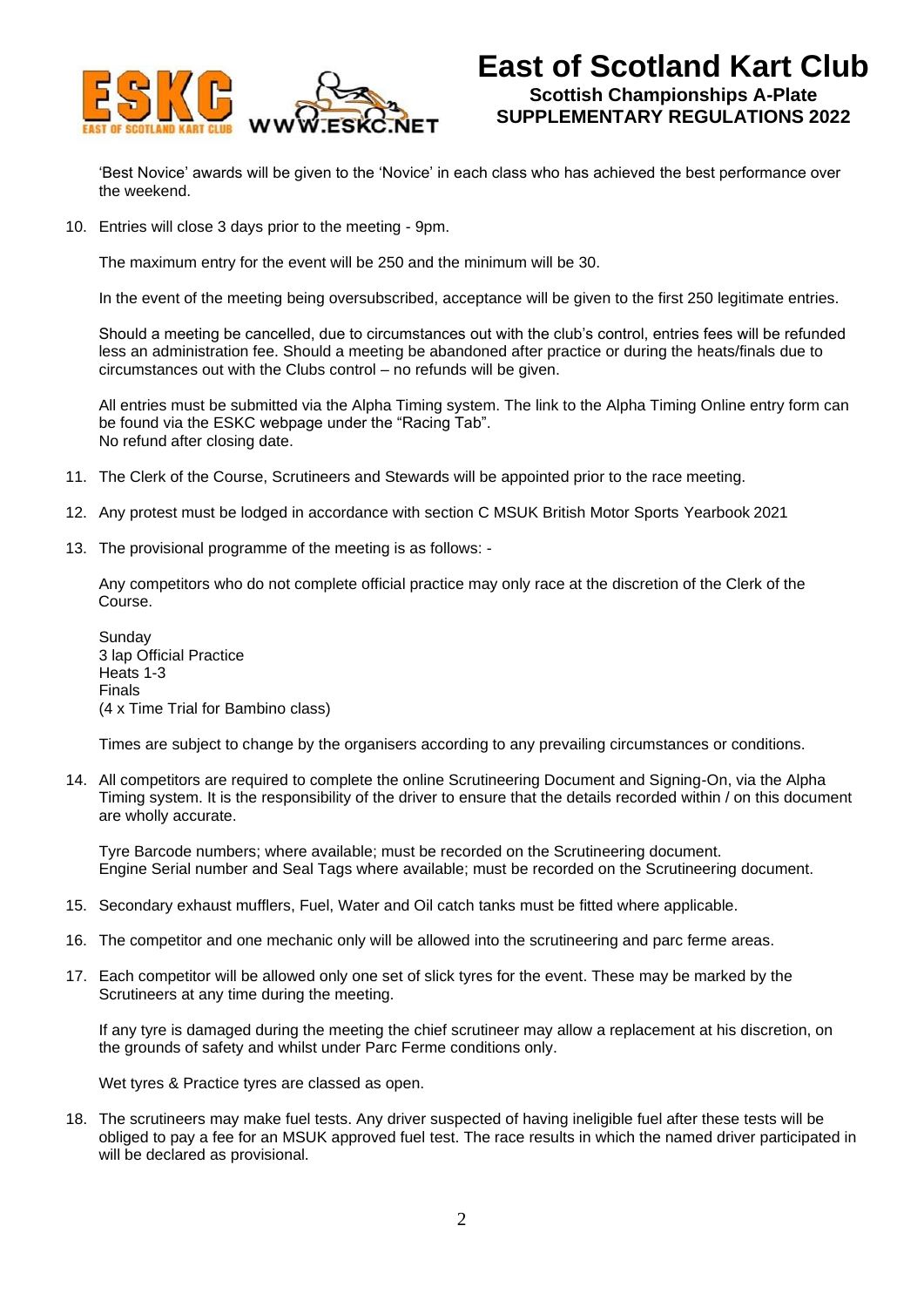'Best Novice' awards will be given to the 'Novice' in each class who has achieved the best performance over the weekend.

10. Entries will close 3 days prior to the meeting - 9pm.

    The maximum entry for the event will be 250 and the minimum will be 30.

    In the event of the meeting being oversubscribed, acceptance will be given to the first 250 legitimate entries.

    Should a meeting be cancelled, due to circumstances out with the club's control, entries fees will be refunded less an administration fee. Should a meeting be abandoned after practice or during the heats/finals due to circumstances out with the Clubs control – no refunds will be given.

    All entries must be submitted via the Alpha Timing system. The link to the Alpha Timing Online entry form can be found via the ESKC webpage under the "Racing Tab".
    No refund after closing date.

11. The Clerk of the Course, Scrutineers and Stewards will be appointed prior to the race meeting.

12. Any protest must be lodged in accordance with section C MSUK British Motor Sports Yearbook 2021

13. The provisional programme of the meeting is as follows: -

    Any competitors who do not complete official practice may only race at the discretion of the Clerk of the Course.

    Sunday
    3 lap Official Practice
    Heats 1-3
    Finals
    (4 x Time Trial for Bambino class)

    Times are subject to change by the organisers according to any prevailing circumstances or conditions.

14. All competitors are required to complete the online Scrutineering Document and Signing-On, via the Alpha Timing system. It is the responsibility of the driver to ensure that the details recorded within / on this document are wholly accurate.

    Tyre Barcode numbers; where available; must be recorded on the Scrutineering document.
    Engine Serial number and Seal Tags where available; must be recorded on the Scrutineering document.

15. Secondary exhaust mufflers, Fuel, Water and Oil catch tanks must be fitted where applicable.

16. The competitor and one mechanic only will be allowed into the scrutineering and parc ferme areas.

17. Each competitor will be allowed only one set of slick tyres for the event. These may be marked by the Scrutineers at any time during the meeting.

    If any tyre is damaged during the meeting the chief scrutineer may allow a replacement at his discretion, on the grounds of safety and whilst under Parc Ferme conditions only.

    Wet tyres & Practice tyres are classed as open.

18. The scrutineers may make fuel tests. Any driver suspected of having ineligible fuel after these tests will be obliged to pay a fee for an MSUK approved fuel test. The race results in which the named driver participated in will be declared as provisional.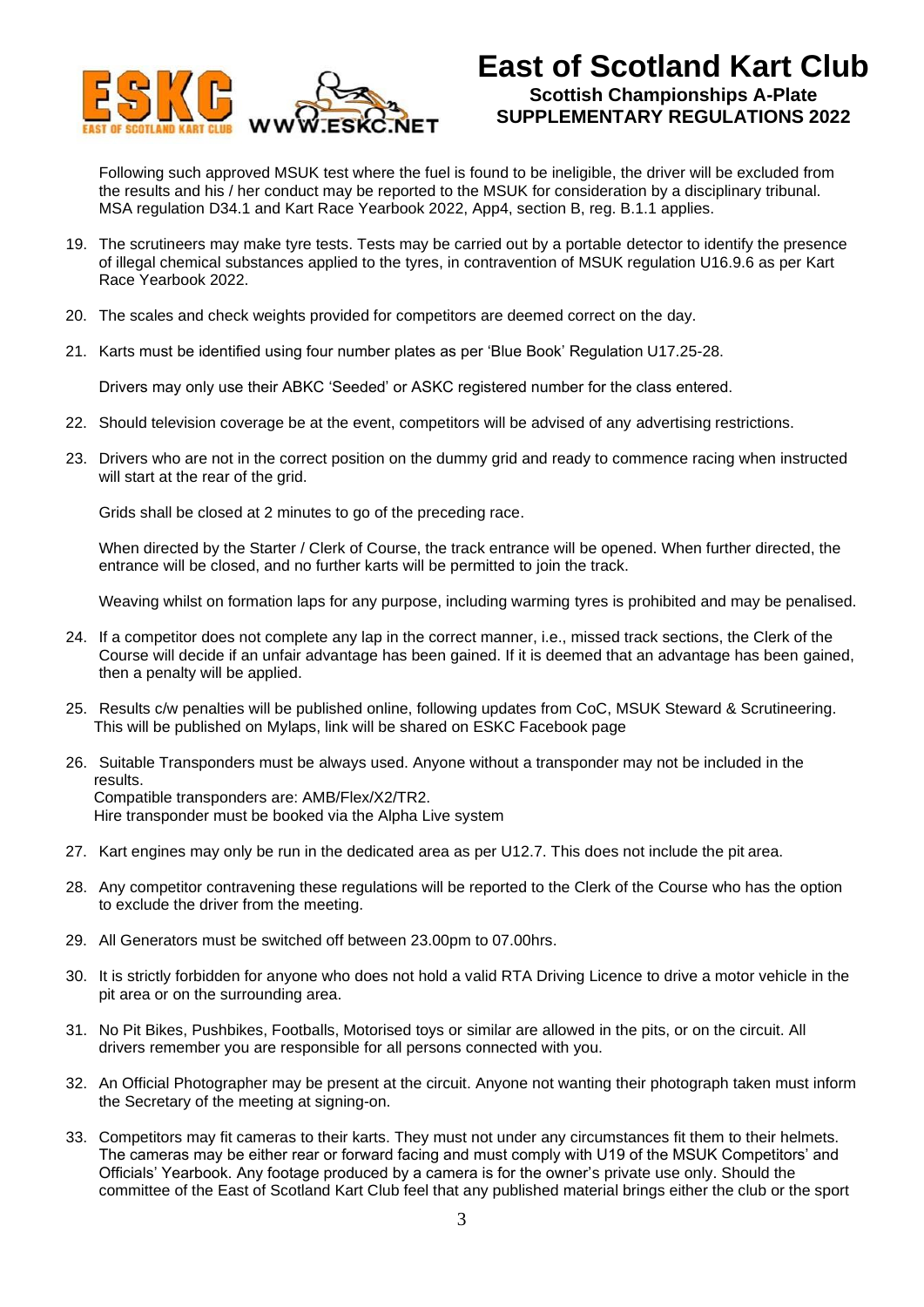Following such approved MSUK test where the fuel is found to be ineligible, the driver will be excluded from the results and his / her conduct may be reported to the MSUK for consideration by a disciplinary tribunal. MSA regulation D34.1 and Kart Race Yearbook 2022, App4, section B, reg. B.1.1 applies.

19. The scrutineers may make tyre tests. Tests may be carried out by a portable detector to identify the presence of illegal chemical substances applied to the tyres, in contravention of MSUK regulation U16.9.6 as per Kart Race Yearbook 2022.

20. The scales and check weights provided for competitors are deemed correct on the day.

21. Karts must be identified using four number plates as per 'Blue Book' Regulation U17.25-28.

    Drivers may only use their ABKC 'Seeded' or ASKC registered number for the class entered.

22. Should television coverage be at the event, competitors will be advised of any advertising restrictions.

23. Drivers who are not in the correct position on the dummy grid and ready to commence racing when instructed will start at the rear of the grid.

    Grids shall be closed at 2 minutes to go of the preceding race.

    When directed by the Starter / Clerk of Course, the track entrance will be opened. When further directed, the entrance will be closed, and no further karts will be permitted to join the track.

    Weaving whilst on formation laps for any purpose, including warming tyres is prohibited and may be penalised.

24. If a competitor does not complete any lap in the correct manner, i.e., missed track sections, the Clerk of the Course will decide if an unfair advantage has been gained. If it is deemed that an advantage has been gained, then a penalty will be applied.

25. Results c/w penalties will be published online, following updates from CoC, MSUK Steward & Scrutineering. This will be published on Mylaps, link will be shared on ESKC Facebook page

26. Suitable Transponders must be always used. Anyone without a transponder may not be included in the results.
    Compatible transponders are: AMB/Flex/X2/TR2.
    Hire transponder must be booked via the Alpha Live system

27. Kart engines may only be run in the dedicated area as per U12.7. This does not include the pit area.

28. Any competitor contravening these regulations will be reported to the Clerk of the Course who has the option to exclude the driver from the meeting.

29. All Generators must be switched off between 23.00pm to 07.00hrs.

30. It is strictly forbidden for anyone who does not hold a valid RTA Driving Licence to drive a motor vehicle in the pit area or on the surrounding area.

31. No Pit Bikes, Pushbikes, Footballs, Motorised toys or similar are allowed in the pits, or on the circuit. All drivers remember you are responsible for all persons connected with you.

32. An Official Photographer may be present at the circuit. Anyone not wanting their photograph taken must inform the Secretary of the meeting at signing-on.

33. Competitors may fit cameras to their karts. They must not under any circumstances fit them to their helmets. The cameras may be either rear or forward facing and must comply with U19 of the MSUK Competitors' and Officials' Yearbook. Any footage produced by a camera is for the owner's private use only. Should the committee of the East of Scotland Kart Club feel that any published material brings either the club or the sport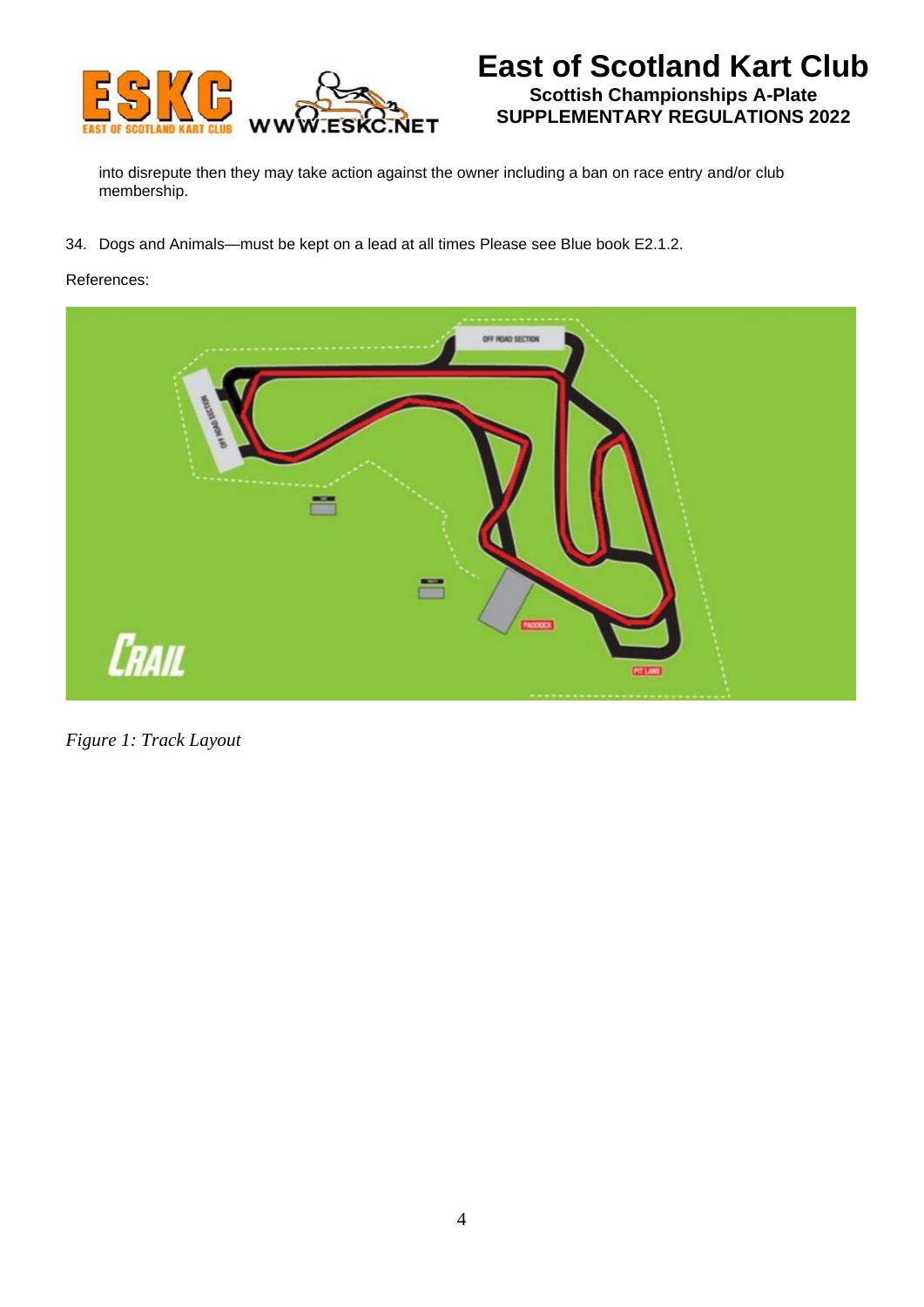into disrepute then they may take action against the owner including a ban on race entry and/or club membership.

34. Dogs and Animals—must be kept on a lead at all times Please see Blue book E2.1.2.

References:

OFF ROAD SECTION

OFF ROAD SECTION

PADDOCK

PIT LANE

CRAIL

*Figure 1: Track Layout*